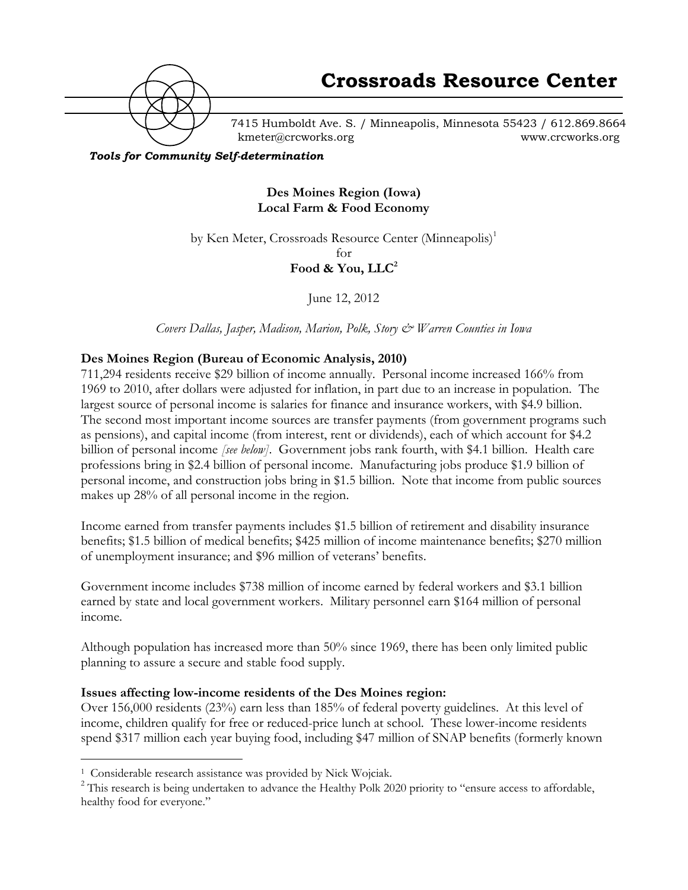# Crossroads Resource Center

7415 Humboldt Ave. S. / Minneapolis, Minnesota 55423 / 612.869.8664
kmeter@crcworks.org www.crcworks.org

***Tools for Community Self-determination***

**Des Moines Region (Iowa)**
**Local Farm & Food Economy**

by Ken Meter, Crossroads Resource Center (Minneapolis)[1]
for
**Food & You, LLC**[2]

June 12, 2012

*Covers Dallas, Jasper, Madison, Marion, Polk, Story & Warren Counties in Iowa*

### Des Moines Region (Bureau of Economic Analysis, 2010)

711,294 residents receive $29 billion of income annually. Personal income increased 166% from 1969 to 2010, after dollars were adjusted for inflation, in part due to an increase in population. The largest source of personal income is salaries for finance and insurance workers, with $4.9 billion. The second most important income sources are transfer payments (from government programs such as pensions), and capital income (from interest, rent or dividends), each of which account for $4.2 billion of personal income *[see below]*. Government jobs rank fourth, with $4.1 billion. Health care professions bring in $2.4 billion of personal income. Manufacturing jobs produce $1.9 billion of personal income, and construction jobs bring in $1.5 billion. Note that income from public sources makes up 28% of all personal income in the region.

Income earned from transfer payments includes $1.5 billion of retirement and disability insurance benefits; $1.5 billion of medical benefits; $425 million of income maintenance benefits; $270 million of unemployment insurance; and $96 million of veterans' benefits.

Government income includes $738 million of income earned by federal workers and $3.1 billion earned by state and local government workers. Military personnel earn $164 million of personal income.

Although population has increased more than 50% since 1969, there has been only limited public planning to assure a secure and stable food supply.

### Issues affecting low-income residents of the Des Moines region:

Over 156,000 residents (23%) earn less than 185% of federal poverty guidelines. At this level of income, children qualify for free or reduced-price lunch at school. These lower-income residents spend $317 million each year buying food, including $47 million of SNAP benefits (formerly known

---

[1] Considerable research assistance was provided by Nick Wojciak.

[2] This research is being undertaken to advance the Healthy Polk 2020 priority to "ensure access to affordable, healthy food for everyone."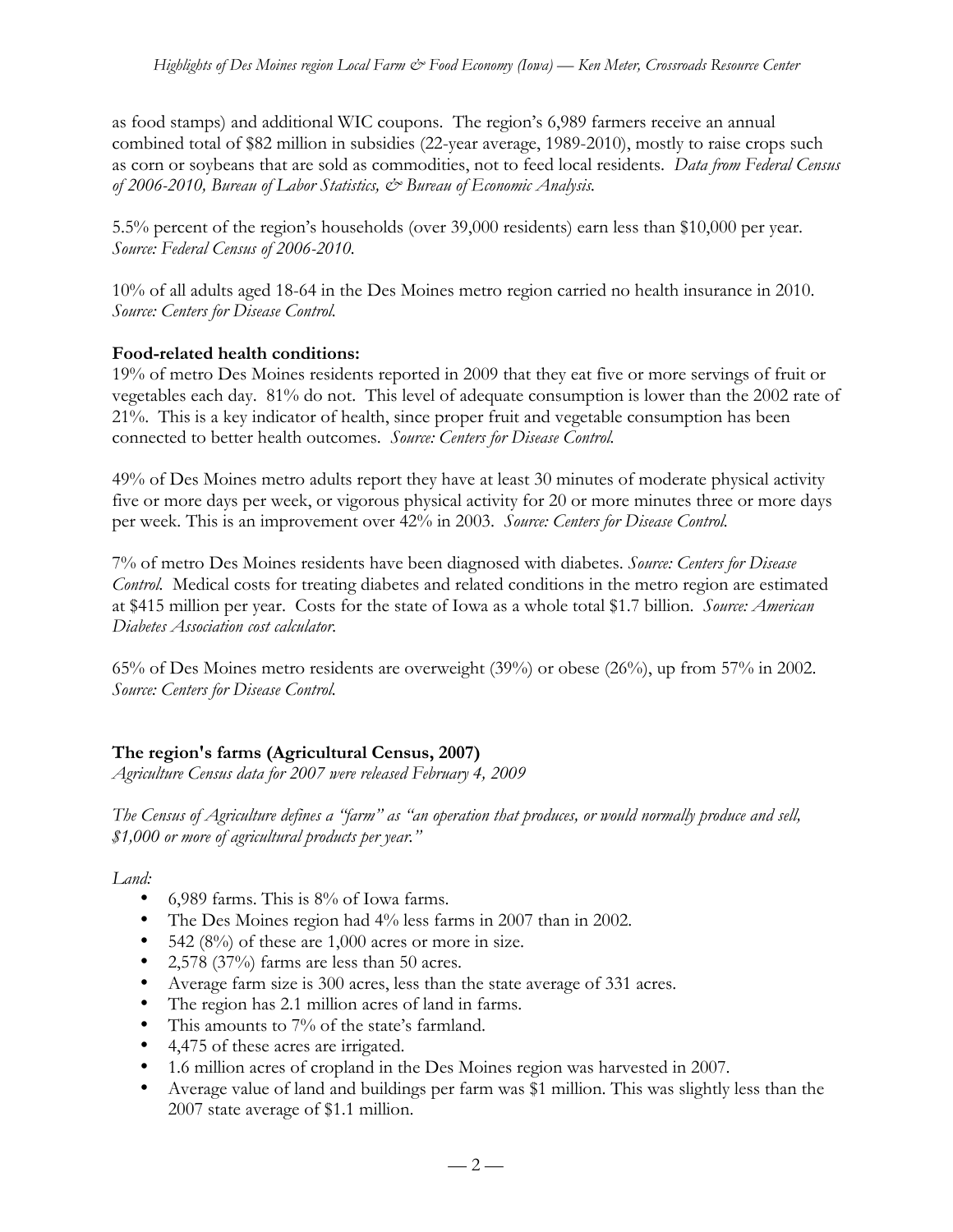as food stamps) and additional WIC coupons. The region's 6,989 farmers receive an annual combined total of $82 million in subsidies (22-year average, 1989-2010), mostly to raise crops such as corn or soybeans that are sold as commodities, not to feed local residents. *Data from Federal Census of 2006-2010, Bureau of Labor Statistics, & Bureau of Economic Analysis.*

5.5% percent of the region's households (over 39,000 residents) earn less than $10,000 per year. *Source: Federal Census of 2006-2010.*

10% of all adults aged 18-64 in the Des Moines metro region carried no health insurance in 2010. *Source: Centers for Disease Control.*

**Food-related health conditions:**
19% of metro Des Moines residents reported in 2009 that they eat five or more servings of fruit or vegetables each day. 81% do not. This level of adequate consumption is lower than the 2002 rate of 21%. This is a key indicator of health, since proper fruit and vegetable consumption has been connected to better health outcomes. *Source: Centers for Disease Control.*

49% of Des Moines metro adults report they have at least 30 minutes of moderate physical activity five or more days per week, or vigorous physical activity for 20 or more minutes three or more days per week. This is an improvement over 42% in 2003. *Source: Centers for Disease Control.*

7% of metro Des Moines residents have been diagnosed with diabetes. *Source: Centers for Disease Control.* Medical costs for treating diabetes and related conditions in the metro region are estimated at $415 million per year. Costs for the state of Iowa as a whole total $1.7 billion. *Source: American Diabetes Association cost calculator.*

65% of Des Moines metro residents are overweight (39%) or obese (26%), up from 57% in 2002. *Source: Centers for Disease Control.*

**The region's farms (Agricultural Census, 2007)**
*Agriculture Census data for 2007 were released February 4, 2009*

*The Census of Agriculture defines a "farm" as "an operation that produces, or would normally produce and sell, $1,000 or more of agricultural products per year."*

*Land:*

- 6,989 farms. This is 8% of Iowa farms.
- The Des Moines region had 4% less farms in 2007 than in 2002.
- 542 (8%) of these are 1,000 acres or more in size.
- 2,578 (37%) farms are less than 50 acres.
- Average farm size is 300 acres, less than the state average of 331 acres.
- The region has 2.1 million acres of land in farms.
- This amounts to 7% of the state's farmland.
- 4,475 of these acres are irrigated.
- 1.6 million acres of cropland in the Des Moines region was harvested in 2007.
- Average value of land and buildings per farm was $1 million. This was slightly less than the 2007 state average of $1.1 million.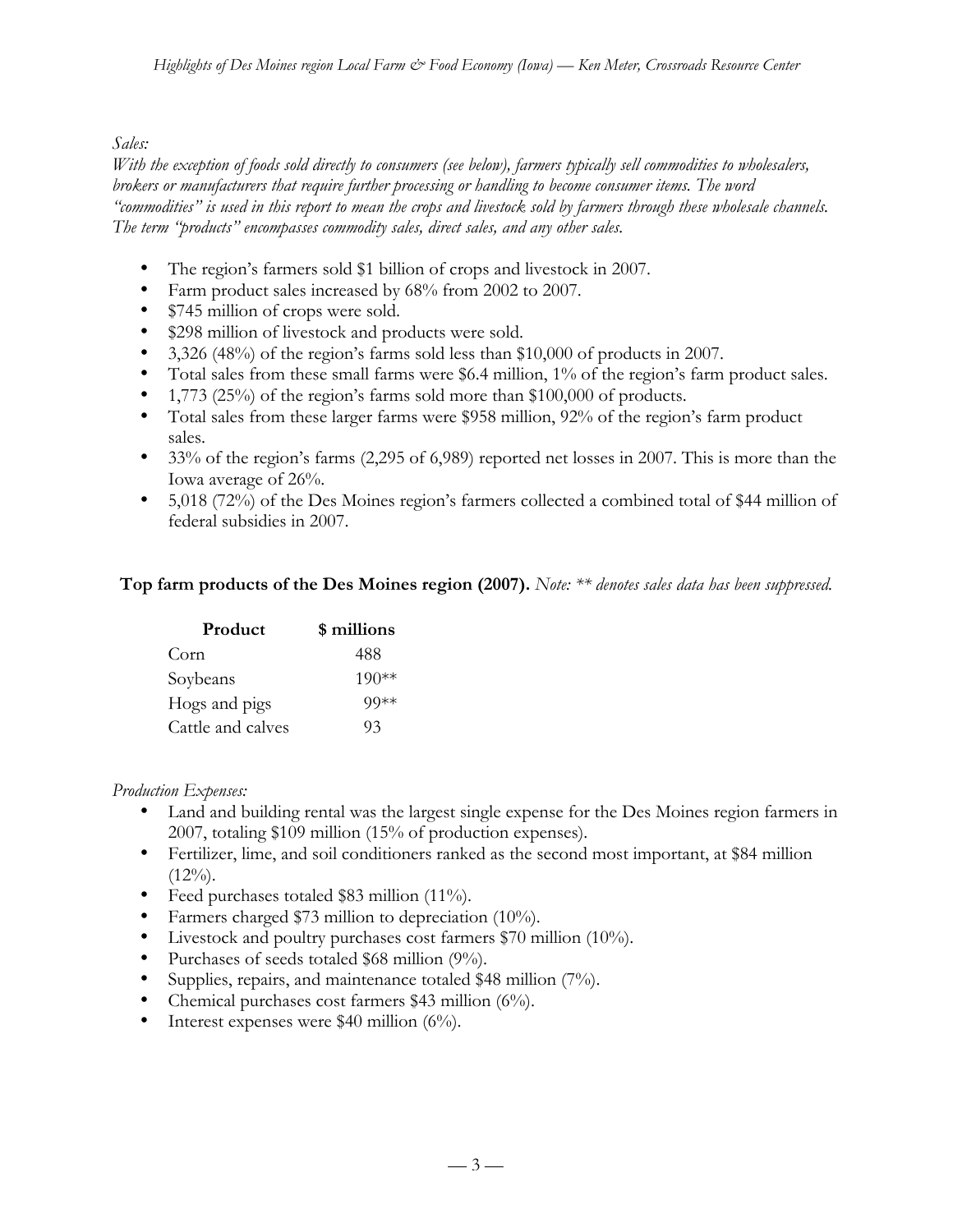*Sales:*

*With the exception of foods sold directly to consumers (see below), farmers typically sell commodities to wholesalers, brokers or manufacturers that require further processing or handling to become consumer items. The word "commodities" is used in this report to mean the crops and livestock sold by farmers through these wholesale channels. The term "products" encompasses commodity sales, direct sales, and any other sales.*

- The region's farmers sold $1 billion of crops and livestock in 2007.
- Farm product sales increased by 68% from 2002 to 2007.
- $745 million of crops were sold.
- $298 million of livestock and products were sold.
- 3,326 (48%) of the region's farms sold less than $10,000 of products in 2007.
- Total sales from these small farms were $6.4 million, 1% of the region's farm product sales.
- 1,773 (25%) of the region's farms sold more than $100,000 of products.
- Total sales from these larger farms were $958 million, 92% of the region's farm product sales.
- 33% of the region's farms (2,295 of 6,989) reported net losses in 2007. This is more than the Iowa average of 26%.
- 5,018 (72%) of the Des Moines region's farmers collected a combined total of $44 million of federal subsidies in 2007.

**Top farm products of the Des Moines region (2007).** *Note: ** denotes sales data has been suppressed.*

| Product | $ millions |
|---|---|
| Corn | 488 |
| Soybeans | 190** |
| Hogs and pigs | 99** |
| Cattle and calves | 93 |

*Production Expenses:*

- Land and building rental was the largest single expense for the Des Moines region farmers in 2007, totaling $109 million (15% of production expenses).
- Fertilizer, lime, and soil conditioners ranked as the second most important, at $84 million (12%).
- Feed purchases totaled $83 million (11%).
- Farmers charged $73 million to depreciation (10%).
- Livestock and poultry purchases cost farmers $70 million (10%).
- Purchases of seeds totaled $68 million (9%).
- Supplies, repairs, and maintenance totaled $48 million (7%).
- Chemical purchases cost farmers $43 million (6%).
- Interest expenses were $40 million (6%).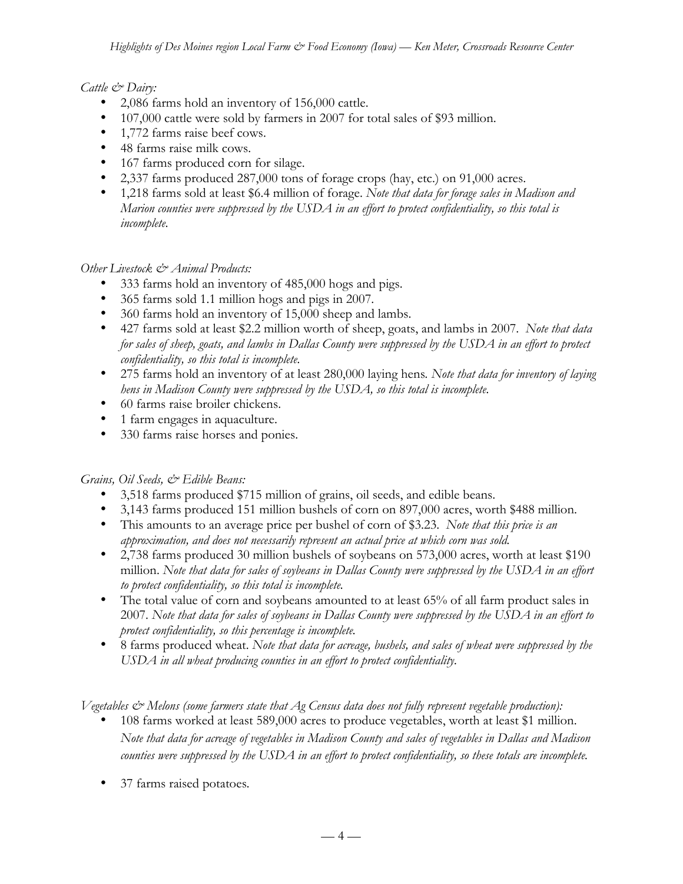*Cattle & Dairy:*

- 2,086 farms hold an inventory of 156,000 cattle.
- 107,000 cattle were sold by farmers in 2007 for total sales of $93 million.
- 1,772 farms raise beef cows.
- 48 farms raise milk cows.
- 167 farms produced corn for silage.
- 2,337 farms produced 287,000 tons of forage crops (hay, etc.) on 91,000 acres.
- 1,218 farms sold at least $6.4 million of forage. *Note that data for forage sales in Madison and Marion counties were suppressed by the USDA in an effort to protect confidentiality, so this total is incomplete.*

*Other Livestock & Animal Products:*

- 333 farms hold an inventory of 485,000 hogs and pigs.
- 365 farms sold 1.1 million hogs and pigs in 2007.
- 360 farms hold an inventory of 15,000 sheep and lambs.
- 427 farms sold at least $2.2 million worth of sheep, goats, and lambs in 2007. *Note that data for sales of sheep, goats, and lambs in Dallas County were suppressed by the USDA in an effort to protect confidentiality, so this total is incomplete.*
- 275 farms hold an inventory of at least 280,000 laying hens. *Note that data for inventory of laying hens in Madison County were suppressed by the USDA, so this total is incomplete.*
- 60 farms raise broiler chickens.
- 1 farm engages in aquaculture.
- 330 farms raise horses and ponies.

*Grains, Oil Seeds, & Edible Beans:*

- 3,518 farms produced $715 million of grains, oil seeds, and edible beans.
- 3,143 farms produced 151 million bushels of corn on 897,000 acres, worth $488 million.
- This amounts to an average price per bushel of corn of $3.23. *Note that this price is an approximation, and does not necessarily represent an actual price at which corn was sold.*
- 2,738 farms produced 30 million bushels of soybeans on 573,000 acres, worth at least $190 million. *Note that data for sales of soybeans in Dallas County were suppressed by the USDA in an effort to protect confidentiality, so this total is incomplete.*
- The total value of corn and soybeans amounted to at least 65% of all farm product sales in 2007. *Note that data for sales of soybeans in Dallas County were suppressed by the USDA in an effort to protect confidentiality, so this percentage is incomplete.*
- 8 farms produced wheat. *Note that data for acreage, bushels, and sales of wheat were suppressed by the USDA in all wheat producing counties in an effort to protect confidentiality.*

*Vegetables & Melons (some farmers state that Ag Census data does not fully represent vegetable production):*

- 108 farms worked at least 589,000 acres to produce vegetables, worth at least $1 million. *Note that data for acreage of vegetables in Madison County and sales of vegetables in Dallas and Madison counties were suppressed by the USDA in an effort to protect confidentiality, so these totals are incomplete.*
- 37 farms raised potatoes.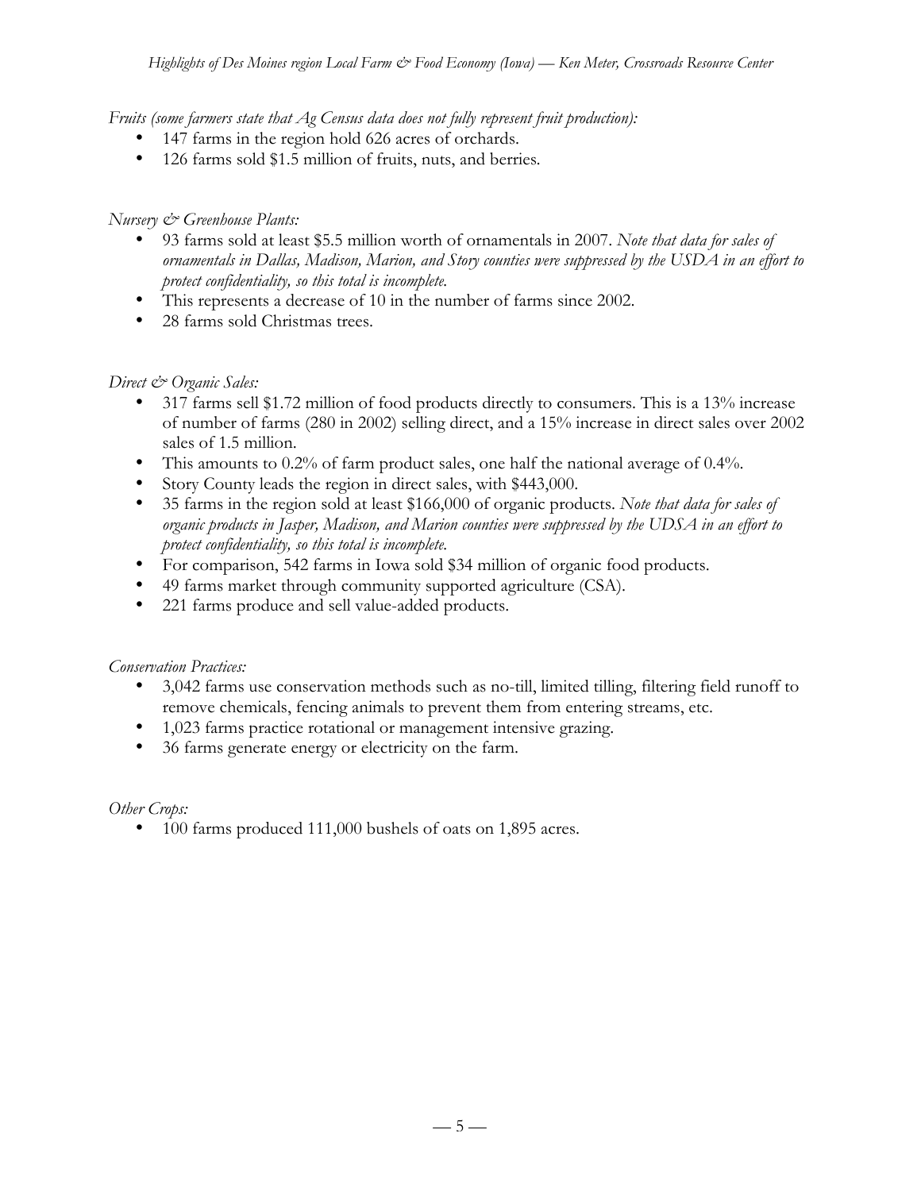*Fruits (some farmers state that Ag Census data does not fully represent fruit production):*

- 147 farms in the region hold 626 acres of orchards.
- 126 farms sold $1.5 million of fruits, nuts, and berries.

*Nursery & Greenhouse Plants:*

- 93 farms sold at least $5.5 million worth of ornamentals in 2007. *Note that data for sales of ornamentals in Dallas, Madison, Marion, and Story counties were suppressed by the USDA in an effort to protect confidentiality, so this total is incomplete.*
- This represents a decrease of 10 in the number of farms since 2002.
- 28 farms sold Christmas trees.

*Direct & Organic Sales:*

- 317 farms sell $1.72 million of food products directly to consumers. This is a 13% increase of number of farms (280 in 2002) selling direct, and a 15% increase in direct sales over 2002 sales of 1.5 million.
- This amounts to 0.2% of farm product sales, one half the national average of 0.4%.
- Story County leads the region in direct sales, with $443,000.
- 35 farms in the region sold at least $166,000 of organic products. *Note that data for sales of organic products in Jasper, Madison, and Marion counties were suppressed by the UDSA in an effort to protect confidentiality, so this total is incomplete.*
- For comparison, 542 farms in Iowa sold $34 million of organic food products.
- 49 farms market through community supported agriculture (CSA).
- 221 farms produce and sell value-added products.

*Conservation Practices:*

- 3,042 farms use conservation methods such as no-till, limited tilling, filtering field runoff to remove chemicals, fencing animals to prevent them from entering streams, etc.
- 1,023 farms practice rotational or management intensive grazing.
- 36 farms generate energy or electricity on the farm.

*Other Crops:*

- 100 farms produced 111,000 bushels of oats on 1,895 acres.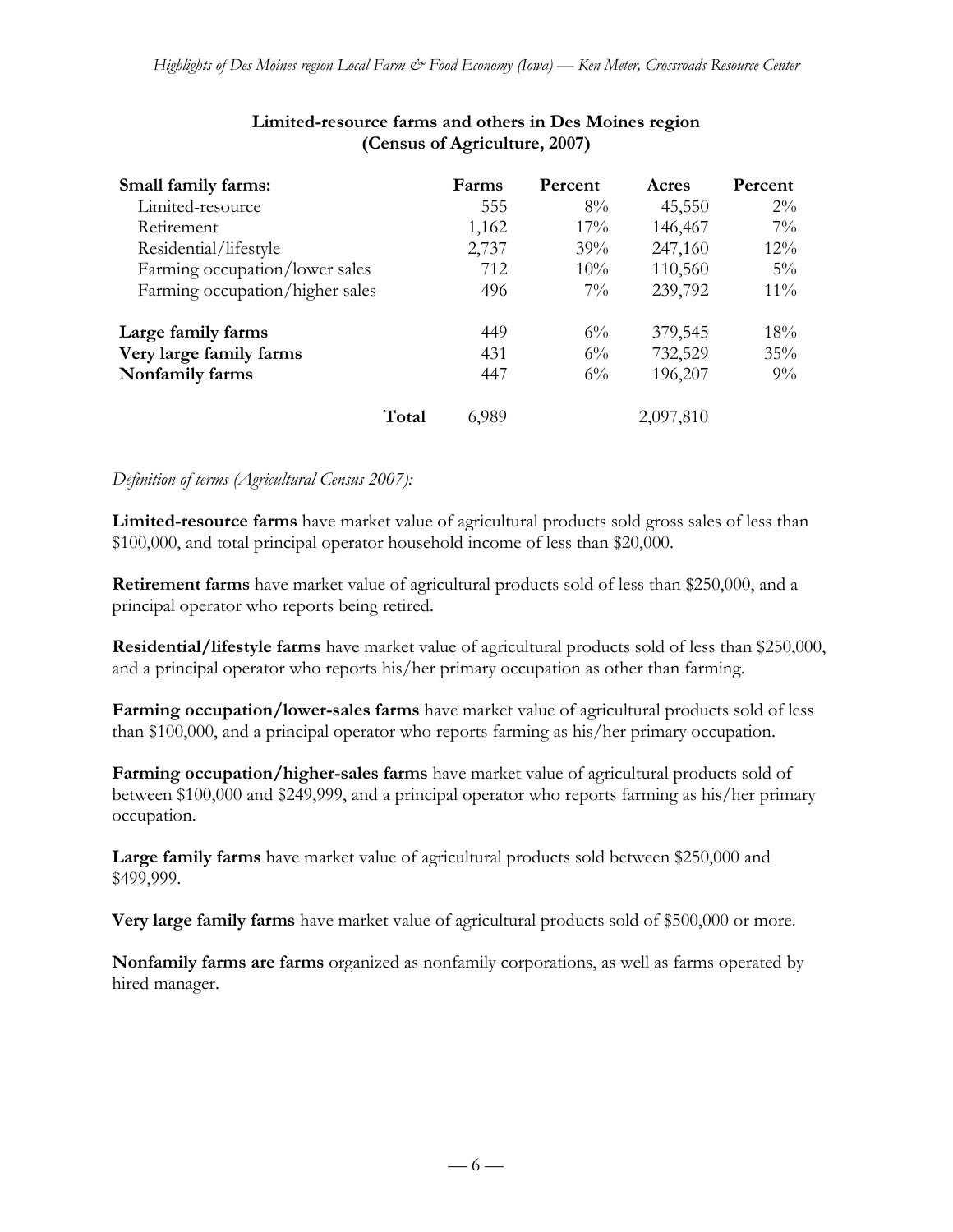**Limited-resource farms and others in Des Moines region (Census of Agriculture, 2007)**

| | Farms | Percent | Acres | Percent |
|---|---|---|---|---|
| **Small family farms:** | | | | |
| Limited-resource | 555 | 8% | 45,550 | 2% |
| Retirement | 1,162 | 17% | 146,467 | 7% |
| Residential/lifestyle | 2,737 | 39% | 247,160 | 12% |
| Farming occupation/lower sales | 712 | 10% | 110,560 | 5% |
| Farming occupation/higher sales | 496 | 7% | 239,792 | 11% |
| **Large family farms** | 449 | 6% | 379,545 | 18% |
| **Very large family farms** | 431 | 6% | 732,529 | 35% |
| **Nonfamily farms** | 447 | 6% | 196,207 | 9% |
| **Total** | 6,989 | | 2,097,810 | |

*Definition of terms (Agricultural Census 2007):*

**Limited-resource farms** have market value of agricultural products sold gross sales of less than $100,000, and total principal operator household income of less than $20,000.

**Retirement farms** have market value of agricultural products sold of less than $250,000, and a principal operator who reports being retired.

**Residential/lifestyle farms** have market value of agricultural products sold of less than $250,000, and a principal operator who reports his/her primary occupation as other than farming.

**Farming occupation/lower-sales farms** have market value of agricultural products sold of less than $100,000, and a principal operator who reports farming as his/her primary occupation.

**Farming occupation/higher-sales farms** have market value of agricultural products sold of between $100,000 and $249,999, and a principal operator who reports farming as his/her primary occupation.

**Large family farms** have market value of agricultural products sold between $250,000 and $499,999.

**Very large family farms** have market value of agricultural products sold of $500,000 or more.

**Nonfamily farms are farms** organized as nonfamily corporations, as well as farms operated by hired manager.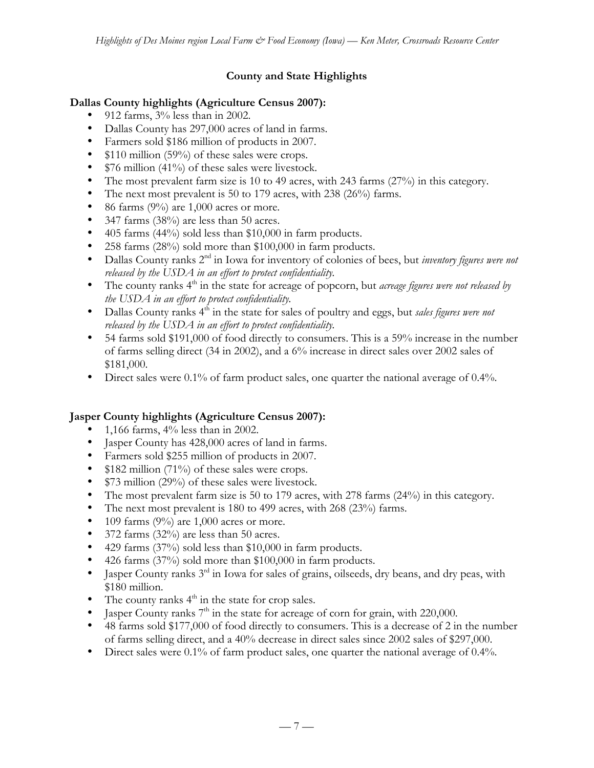## County and State Highlights

**Dallas County highlights (Agriculture Census 2007):**

- 912 farms, 3% less than in 2002.
- Dallas County has 297,000 acres of land in farms.
- Farmers sold $186 million of products in 2007.
- $110 million (59%) of these sales were crops.
- $76 million (41%) of these sales were livestock.
- The most prevalent farm size is 10 to 49 acres, with 243 farms (27%) in this category.
- The next most prevalent is 50 to 179 acres, with 238 (26%) farms.
- 86 farms (9%) are 1,000 acres or more.
- 347 farms (38%) are less than 50 acres.
- 405 farms (44%) sold less than $10,000 in farm products.
- 258 farms (28%) sold more than $100,000 in farm products.
- Dallas County ranks 2nd in Iowa for inventory of colonies of bees, but *inventory figures were not released by the USDA in an effort to protect confidentiality.*
- The county ranks 4th in the state for acreage of popcorn, but *acreage figures were not released by the USDA in an effort to protect confidentiality.*
- Dallas County ranks 4th in the state for sales of poultry and eggs, but *sales figures were not released by the USDA in an effort to protect confidentiality.*
- 54 farms sold $191,000 of food directly to consumers. This is a 59% increase in the number of farms selling direct (34 in 2002), and a 6% increase in direct sales over 2002 sales of $181,000.
- Direct sales were 0.1% of farm product sales, one quarter the national average of 0.4%.

**Jasper County highlights (Agriculture Census 2007):**

- 1,166 farms, 4% less than in 2002.
- Jasper County has 428,000 acres of land in farms.
- Farmers sold $255 million of products in 2007.
- $182 million (71%) of these sales were crops.
- $73 million (29%) of these sales were livestock.
- The most prevalent farm size is 50 to 179 acres, with 278 farms (24%) in this category.
- The next most prevalent is 180 to 499 acres, with 268 (23%) farms.
- 109 farms (9%) are 1,000 acres or more.
- 372 farms (32%) are less than 50 acres.
- 429 farms (37%) sold less than $10,000 in farm products.
- 426 farms (37%) sold more than $100,000 in farm products.
- Jasper County ranks 3rd in Iowa for sales of grains, oilseeds, dry beans, and dry peas, with $180 million.
- The county ranks 4th in the state for crop sales.
- Jasper County ranks 7th in the state for acreage of corn for grain, with 220,000.
- 48 farms sold $177,000 of food directly to consumers. This is a decrease of 2 in the number of farms selling direct, and a 40% decrease in direct sales since 2002 sales of $297,000.
- Direct sales were 0.1% of farm product sales, one quarter the national average of 0.4%.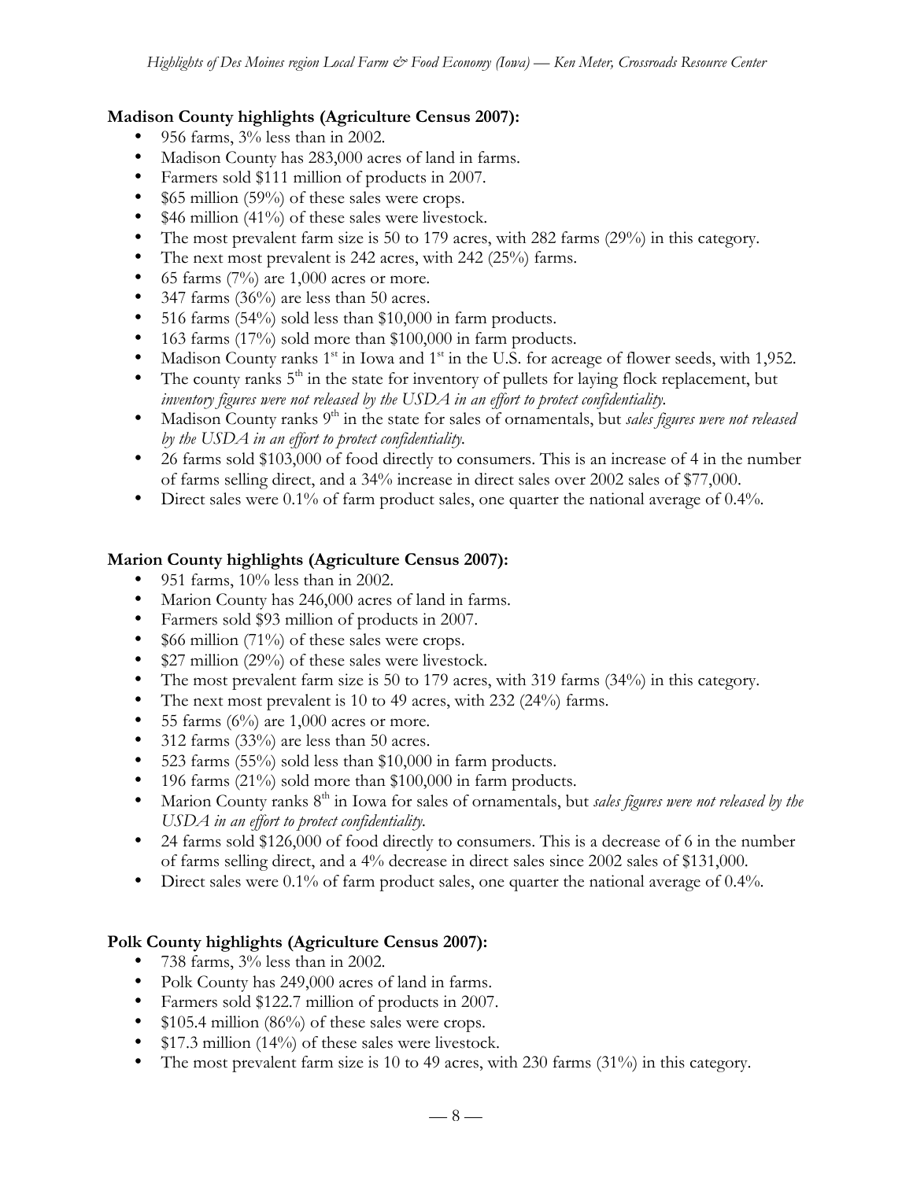**Madison County highlights (Agriculture Census 2007):**

- 956 farms, 3% less than in 2002.
- Madison County has 283,000 acres of land in farms.
- Farmers sold $111 million of products in 2007.
- $65 million (59%) of these sales were crops.
- $46 million (41%) of these sales were livestock.
- The most prevalent farm size is 50 to 179 acres, with 282 farms (29%) in this category.
- The next most prevalent is 242 acres, with 242 (25%) farms.
- 65 farms (7%) are 1,000 acres or more.
- 347 farms (36%) are less than 50 acres.
- 516 farms (54%) sold less than $10,000 in farm products.
- 163 farms (17%) sold more than $100,000 in farm products.
- Madison County ranks 1st in Iowa and 1st in the U.S. for acreage of flower seeds, with 1,952.
- The county ranks 5th in the state for inventory of pullets for laying flock replacement, but *inventory figures were not released by the USDA in an effort to protect confidentiality.*
- Madison County ranks 9th in the state for sales of ornamentals, but *sales figures were not released by the USDA in an effort to protect confidentiality.*
- 26 farms sold $103,000 of food directly to consumers. This is an increase of 4 in the number of farms selling direct, and a 34% increase in direct sales over 2002 sales of $77,000.
- Direct sales were 0.1% of farm product sales, one quarter the national average of 0.4%.

**Marion County highlights (Agriculture Census 2007):**

- 951 farms, 10% less than in 2002.
- Marion County has 246,000 acres of land in farms.
- Farmers sold $93 million of products in 2007.
- $66 million (71%) of these sales were crops.
- $27 million (29%) of these sales were livestock.
- The most prevalent farm size is 50 to 179 acres, with 319 farms (34%) in this category.
- The next most prevalent is 10 to 49 acres, with 232 (24%) farms.
- 55 farms (6%) are 1,000 acres or more.
- 312 farms (33%) are less than 50 acres.
- 523 farms (55%) sold less than $10,000 in farm products.
- 196 farms (21%) sold more than $100,000 in farm products.
- Marion County ranks 8th in Iowa for sales of ornamentals, but *sales figures were not released by the USDA in an effort to protect confidentiality.*
- 24 farms sold $126,000 of food directly to consumers. This is a decrease of 6 in the number of farms selling direct, and a 4% decrease in direct sales since 2002 sales of $131,000.
- Direct sales were 0.1% of farm product sales, one quarter the national average of 0.4%.

**Polk County highlights (Agriculture Census 2007):**

- 738 farms, 3% less than in 2002.
- Polk County has 249,000 acres of land in farms.
- Farmers sold $122.7 million of products in 2007.
- $105.4 million (86%) of these sales were crops.
- $17.3 million (14%) of these sales were livestock.
- The most prevalent farm size is 10 to 49 acres, with 230 farms (31%) in this category.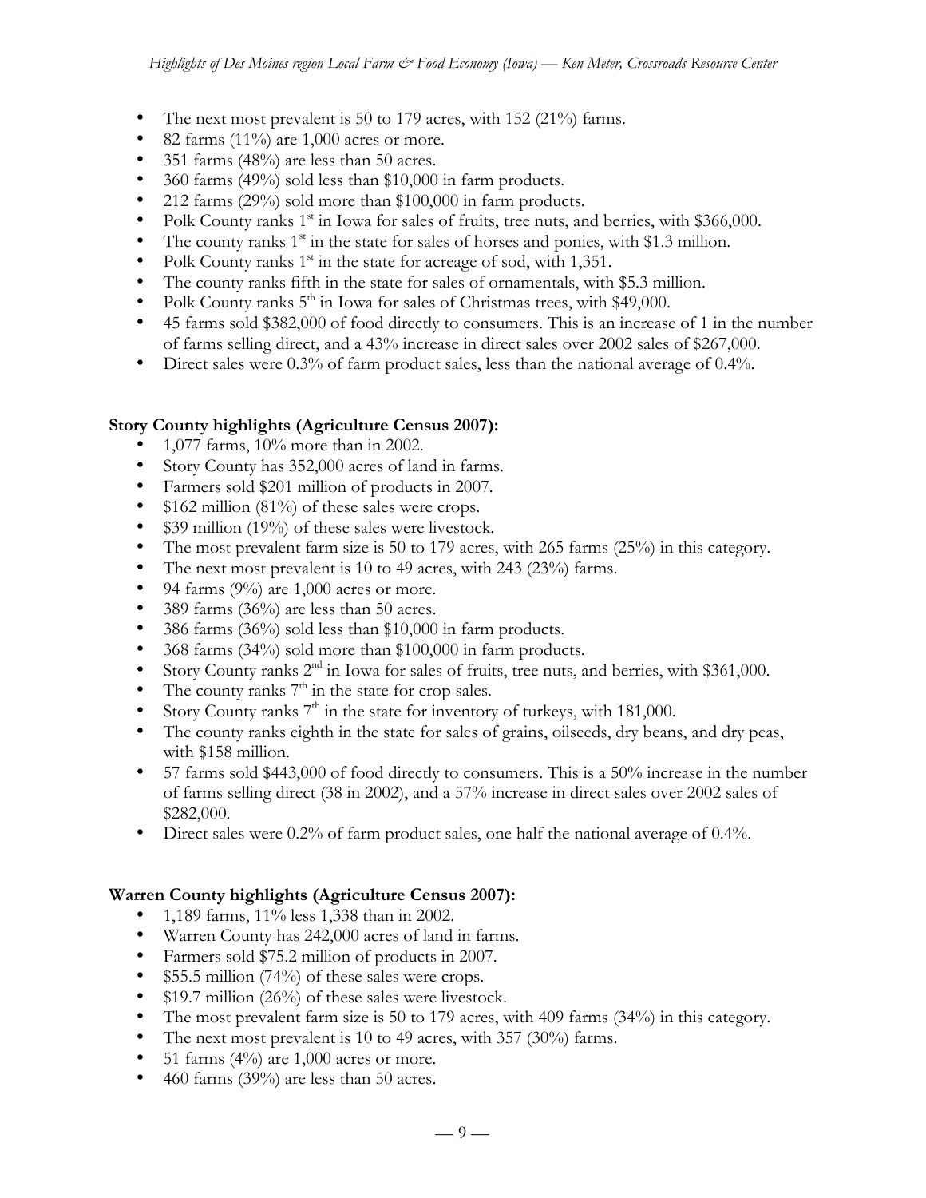- The next most prevalent is 50 to 179 acres, with 152 (21%) farms.
- 82 farms (11%) are 1,000 acres or more.
- 351 farms (48%) are less than 50 acres.
- 360 farms (49%) sold less than $10,000 in farm products.
- 212 farms (29%) sold more than $100,000 in farm products.
- Polk County ranks 1st in Iowa for sales of fruits, tree nuts, and berries, with $366,000.
- The county ranks 1st in the state for sales of horses and ponies, with $1.3 million.
- Polk County ranks 1st in the state for acreage of sod, with 1,351.
- The county ranks fifth in the state for sales of ornamentals, with $5.3 million.
- Polk County ranks 5th in Iowa for sales of Christmas trees, with $49,000.
- 45 farms sold $382,000 of food directly to consumers. This is an increase of 1 in the number of farms selling direct, and a 43% increase in direct sales over 2002 sales of $267,000.
- Direct sales were 0.3% of farm product sales, less than the national average of 0.4%.

**Story County highlights (Agriculture Census 2007):**

- 1,077 farms, 10% more than in 2002.
- Story County has 352,000 acres of land in farms.
- Farmers sold $201 million of products in 2007.
- $162 million (81%) of these sales were crops.
- $39 million (19%) of these sales were livestock.
- The most prevalent farm size is 50 to 179 acres, with 265 farms (25%) in this category.
- The next most prevalent is 10 to 49 acres, with 243 (23%) farms.
- 94 farms (9%) are 1,000 acres or more.
- 389 farms (36%) are less than 50 acres.
- 386 farms (36%) sold less than $10,000 in farm products.
- 368 farms (34%) sold more than $100,000 in farm products.
- Story County ranks 2nd in Iowa for sales of fruits, tree nuts, and berries, with $361,000.
- The county ranks 7th in the state for crop sales.
- Story County ranks 7th in the state for inventory of turkeys, with 181,000.
- The county ranks eighth in the state for sales of grains, oilseeds, dry beans, and dry peas, with $158 million.
- 57 farms sold $443,000 of food directly to consumers. This is a 50% increase in the number of farms selling direct (38 in 2002), and a 57% increase in direct sales over 2002 sales of $282,000.
- Direct sales were 0.2% of farm product sales, one half the national average of 0.4%.

**Warren County highlights (Agriculture Census 2007):**

- 1,189 farms, 11% less 1,338 than in 2002.
- Warren County has 242,000 acres of land in farms.
- Farmers sold $75.2 million of products in 2007.
- $55.5 million (74%) of these sales were crops.
- $19.7 million (26%) of these sales were livestock.
- The most prevalent farm size is 50 to 179 acres, with 409 farms (34%) in this category.
- The next most prevalent is 10 to 49 acres, with 357 (30%) farms.
- 51 farms (4%) are 1,000 acres or more.
- 460 farms (39%) are less than 50 acres.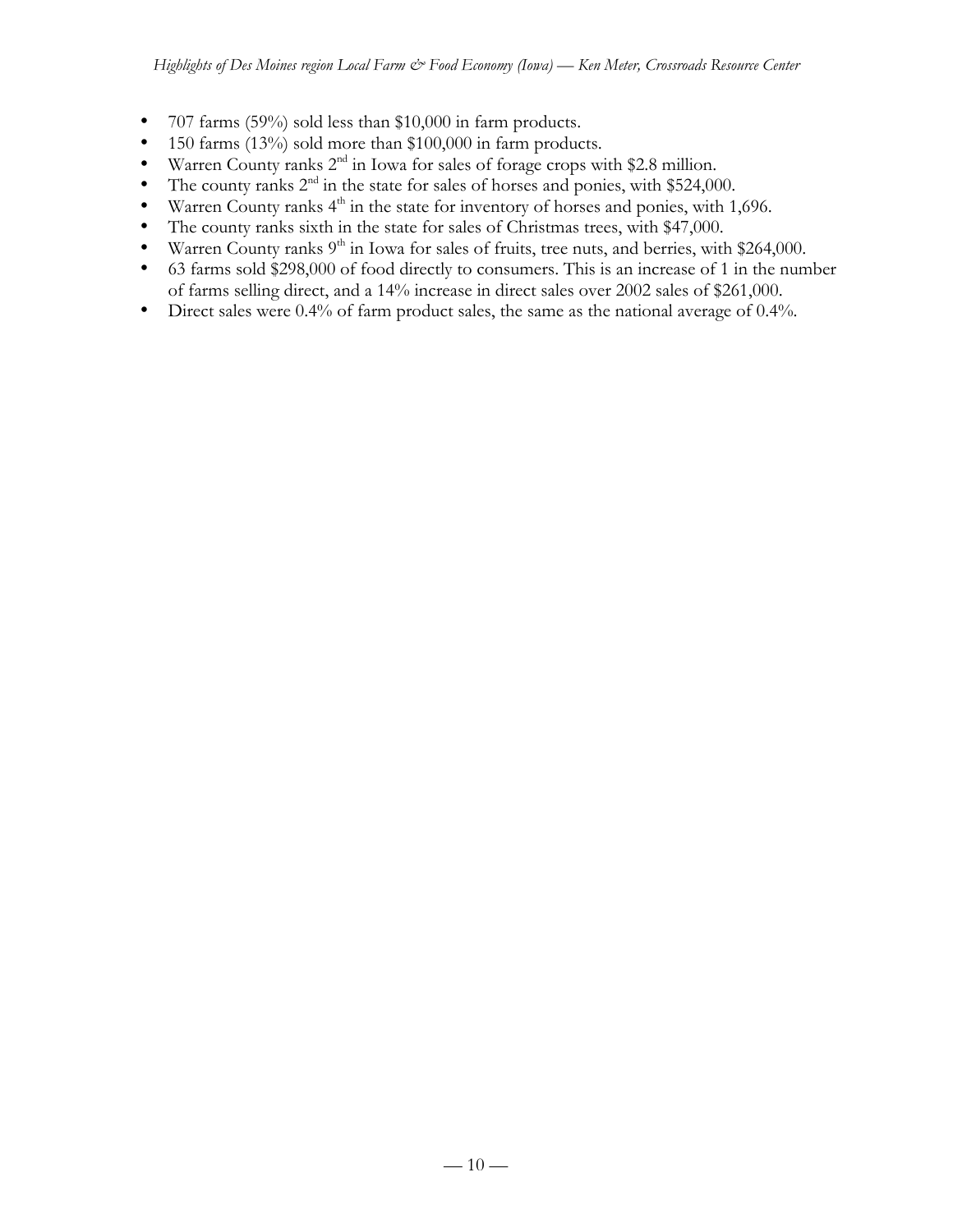- 707 farms (59%) sold less than $10,000 in farm products.
- 150 farms (13%) sold more than $100,000 in farm products.
- Warren County ranks 2nd in Iowa for sales of forage crops with $2.8 million.
- The county ranks 2nd in the state for sales of horses and ponies, with $524,000.
- Warren County ranks 4th in the state for inventory of horses and ponies, with 1,696.
- The county ranks sixth in the state for sales of Christmas trees, with $47,000.
- Warren County ranks 9th in Iowa for sales of fruits, tree nuts, and berries, with $264,000.
- 63 farms sold $298,000 of food directly to consumers. This is an increase of 1 in the number of farms selling direct, and a 14% increase in direct sales over 2002 sales of $261,000.
- Direct sales were 0.4% of farm product sales, the same as the national average of 0.4%.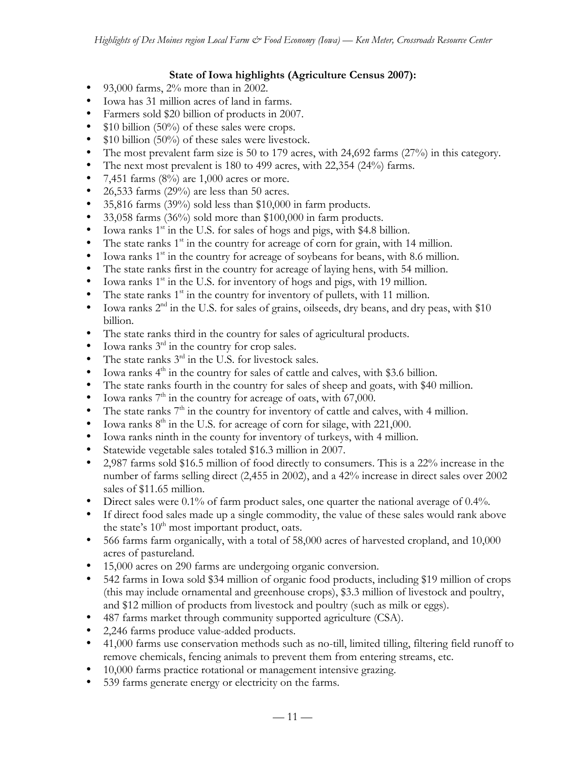**State of Iowa highlights (Agriculture Census 2007):**

- 93,000 farms, 2% more than in 2002.
- Iowa has 31 million acres of land in farms.
- Farmers sold $20 billion of products in 2007.
- $10 billion (50%) of these sales were crops.
- $10 billion (50%) of these sales were livestock.
- The most prevalent farm size is 50 to 179 acres, with 24,692 farms (27%) in this category.
- The next most prevalent is 180 to 499 acres, with 22,354 (24%) farms.
- 7,451 farms (8%) are 1,000 acres or more.
- 26,533 farms (29%) are less than 50 acres.
- 35,816 farms (39%) sold less than $10,000 in farm products.
- 33,058 farms (36%) sold more than $100,000 in farm products.
- Iowa ranks 1st in the U.S. for sales of hogs and pigs, with $4.8 billion.
- The state ranks 1st in the country for acreage of corn for grain, with 14 million.
- Iowa ranks 1st in the country for acreage of soybeans for beans, with 8.6 million.
- The state ranks first in the country for acreage of laying hens, with 54 million.
- Iowa ranks 1st in the U.S. for inventory of hogs and pigs, with 19 million.
- The state ranks 1st in the country for inventory of pullets, with 11 million.
- Iowa ranks 2nd in the U.S. for sales of grains, oilseeds, dry beans, and dry peas, with $10 billion.
- The state ranks third in the country for sales of agricultural products.
- Iowa ranks 3rd in the country for crop sales.
- The state ranks 3rd in the U.S. for livestock sales.
- Iowa ranks 4th in the country for sales of cattle and calves, with $3.6 billion.
- The state ranks fourth in the country for sales of sheep and goats, with $40 million.
- Iowa ranks 7th in the country for acreage of oats, with 67,000.
- The state ranks 7th in the country for inventory of cattle and calves, with 4 million.
- Iowa ranks 8th in the U.S. for acreage of corn for silage, with 221,000.
- Iowa ranks ninth in the county for inventory of turkeys, with 4 million.
- Statewide vegetable sales totaled $16.3 million in 2007.
- 2,987 farms sold $16.5 million of food directly to consumers. This is a 22% increase in the number of farms selling direct (2,455 in 2002), and a 42% increase in direct sales over 2002 sales of $11.65 million.
- Direct sales were 0.1% of farm product sales, one quarter the national average of 0.4%.
- If direct food sales made up a single commodity, the value of these sales would rank above the state's 10th most important product, oats.
- 566 farms farm organically, with a total of 58,000 acres of harvested cropland, and 10,000 acres of pastureland.
- 15,000 acres on 290 farms are undergoing organic conversion.
- 542 farms in Iowa sold $34 million of organic food products, including $19 million of crops (this may include ornamental and greenhouse crops), $3.3 million of livestock and poultry, and $12 million of products from livestock and poultry (such as milk or eggs).
- 487 farms market through community supported agriculture (CSA).
- 2,246 farms produce value-added products.
- 41,000 farms use conservation methods such as no-till, limited tilling, filtering field runoff to remove chemicals, fencing animals to prevent them from entering streams, etc.
- 10,000 farms practice rotational or management intensive grazing.
- 539 farms generate energy or electricity on the farms.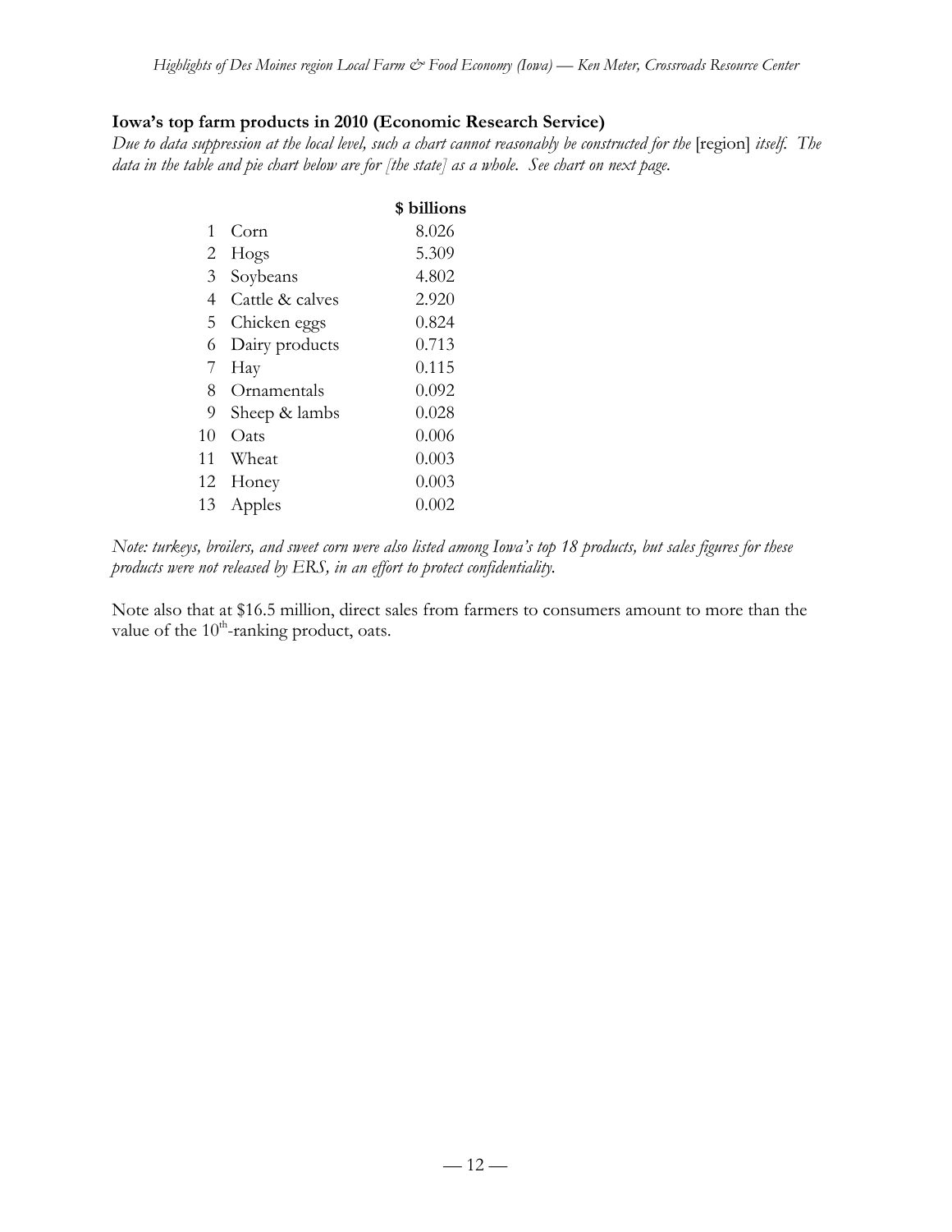### Iowa's top farm products in 2010 (Economic Research Service)

*Due to data suppression at the local level, such a chart cannot reasonably be constructed for the* [region] *itself. The data in the table and pie chart below are for [the state] as a whole. See chart on next page.*

| | | $ billions |
|---|---|---|
| 1 | Corn | 8.026 |
| 2 | Hogs | 5.309 |
| 3 | Soybeans | 4.802 |
| 4 | Cattle & calves | 2.920 |
| 5 | Chicken eggs | 0.824 |
| 6 | Dairy products | 0.713 |
| 7 | Hay | 0.115 |
| 8 | Ornamentals | 0.092 |
| 9 | Sheep & lambs | 0.028 |
| 10 | Oats | 0.006 |
| 11 | Wheat | 0.003 |
| 12 | Honey | 0.003 |
| 13 | Apples | 0.002 |

*Note: turkeys, broilers, and sweet corn were also listed among Iowa's top 18 products, but sales figures for these products were not released by ERS, in an effort to protect confidentiality.*

Note also that at $16.5 million, direct sales from farmers to consumers amount to more than the value of the 10th-ranking product, oats.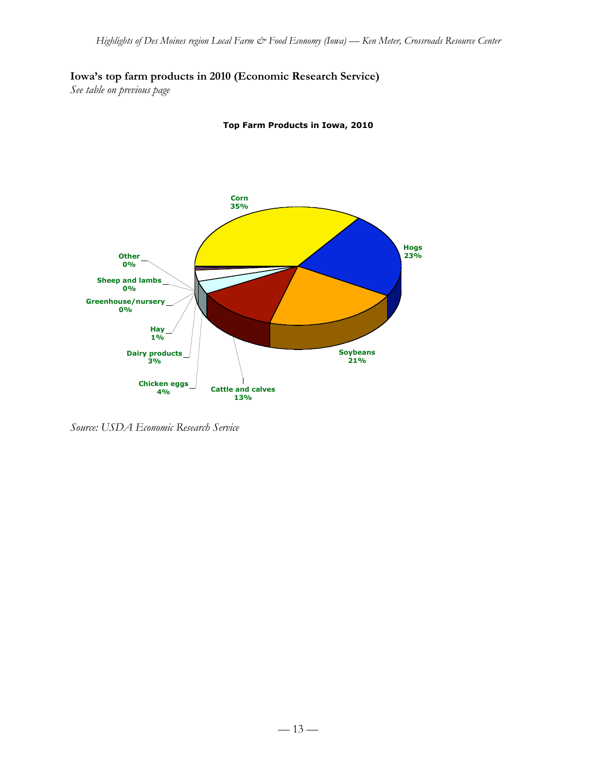**Iowa's top farm products in 2010 (Economic Research Service)**

*See table on previous page*

**Top Farm Products in Iowa, 2010**

Corn 35%
Hogs 23%
Soybeans 21%
Cattle and calves 13%
Chicken eggs 4%
Dairy products 3%
Hay 1%
Greenhouse/nursery 0%
Sheep and lambs 0%
Other 0%

*Source: USDA Economic Research Service*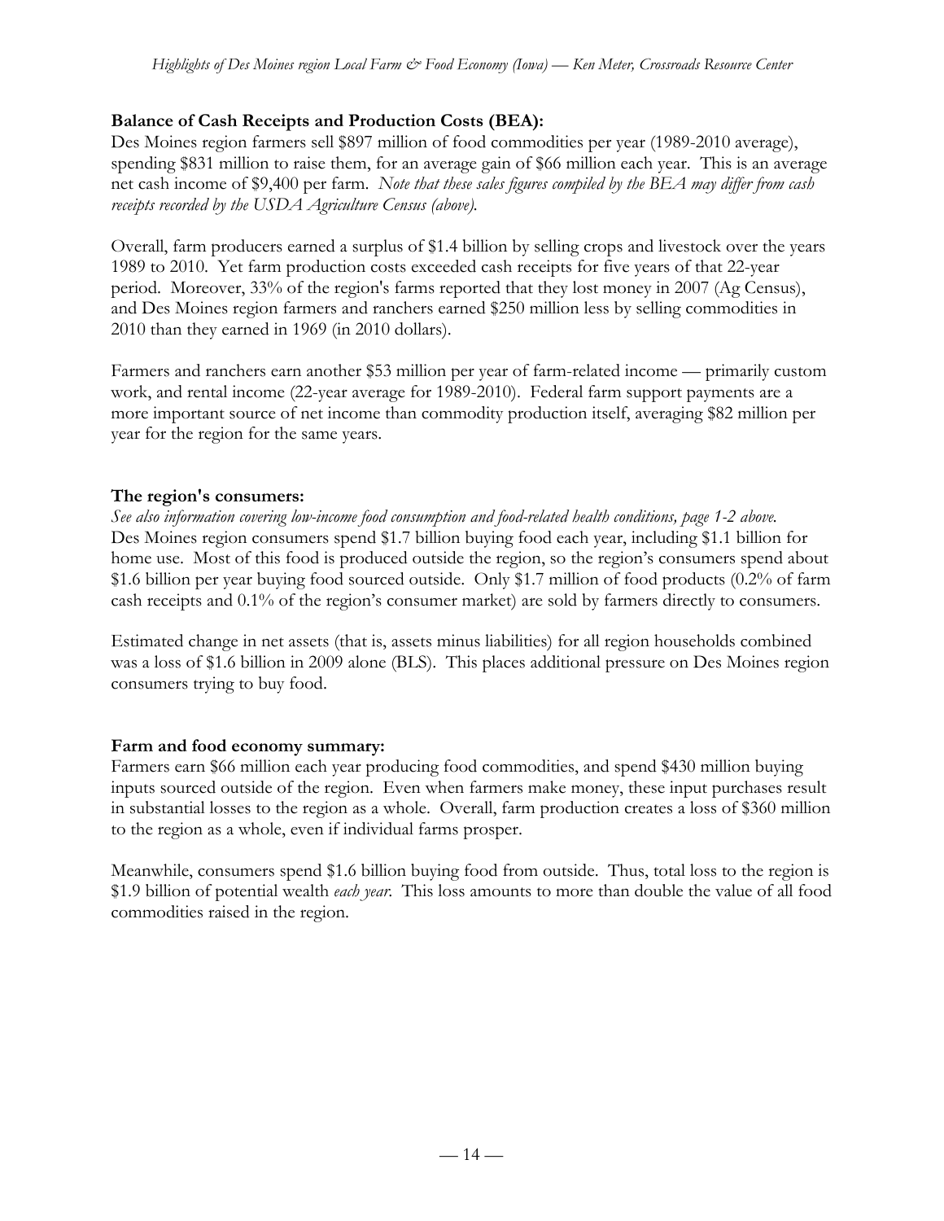**Balance of Cash Receipts and Production Costs (BEA):**

Des Moines region farmers sell $897 million of food commodities per year (1989-2010 average), spending $831 million to raise them, for an average gain of $66 million each year. This is an average net cash income of $9,400 per farm. *Note that these sales figures compiled by the BEA may differ from cash receipts recorded by the USDA Agriculture Census (above).*

Overall, farm producers earned a surplus of $1.4 billion by selling crops and livestock over the years 1989 to 2010. Yet farm production costs exceeded cash receipts for five years of that 22-year period. Moreover, 33% of the region's farms reported that they lost money in 2007 (Ag Census), and Des Moines region farmers and ranchers earned $250 million less by selling commodities in 2010 than they earned in 1969 (in 2010 dollars).

Farmers and ranchers earn another $53 million per year of farm-related income — primarily custom work, and rental income (22-year average for 1989-2010). Federal farm support payments are a more important source of net income than commodity production itself, averaging $82 million per year for the region for the same years.

**The region's consumers:**

*See also information covering low-income food consumption and food-related health conditions, page 1-2 above.*

Des Moines region consumers spend $1.7 billion buying food each year, including $1.1 billion for home use. Most of this food is produced outside the region, so the region's consumers spend about $1.6 billion per year buying food sourced outside. Only $1.7 million of food products (0.2% of farm cash receipts and 0.1% of the region's consumer market) are sold by farmers directly to consumers.

Estimated change in net assets (that is, assets minus liabilities) for all region households combined was a loss of $1.6 billion in 2009 alone (BLS). This places additional pressure on Des Moines region consumers trying to buy food.

**Farm and food economy summary:**

Farmers earn $66 million each year producing food commodities, and spend $430 million buying inputs sourced outside of the region. Even when farmers make money, these input purchases result in substantial losses to the region as a whole. Overall, farm production creates a loss of $360 million to the region as a whole, even if individual farms prosper.

Meanwhile, consumers spend $1.6 billion buying food from outside. Thus, total loss to the region is $1.9 billion of potential wealth *each year*. This loss amounts to more than double the value of all food commodities raised in the region.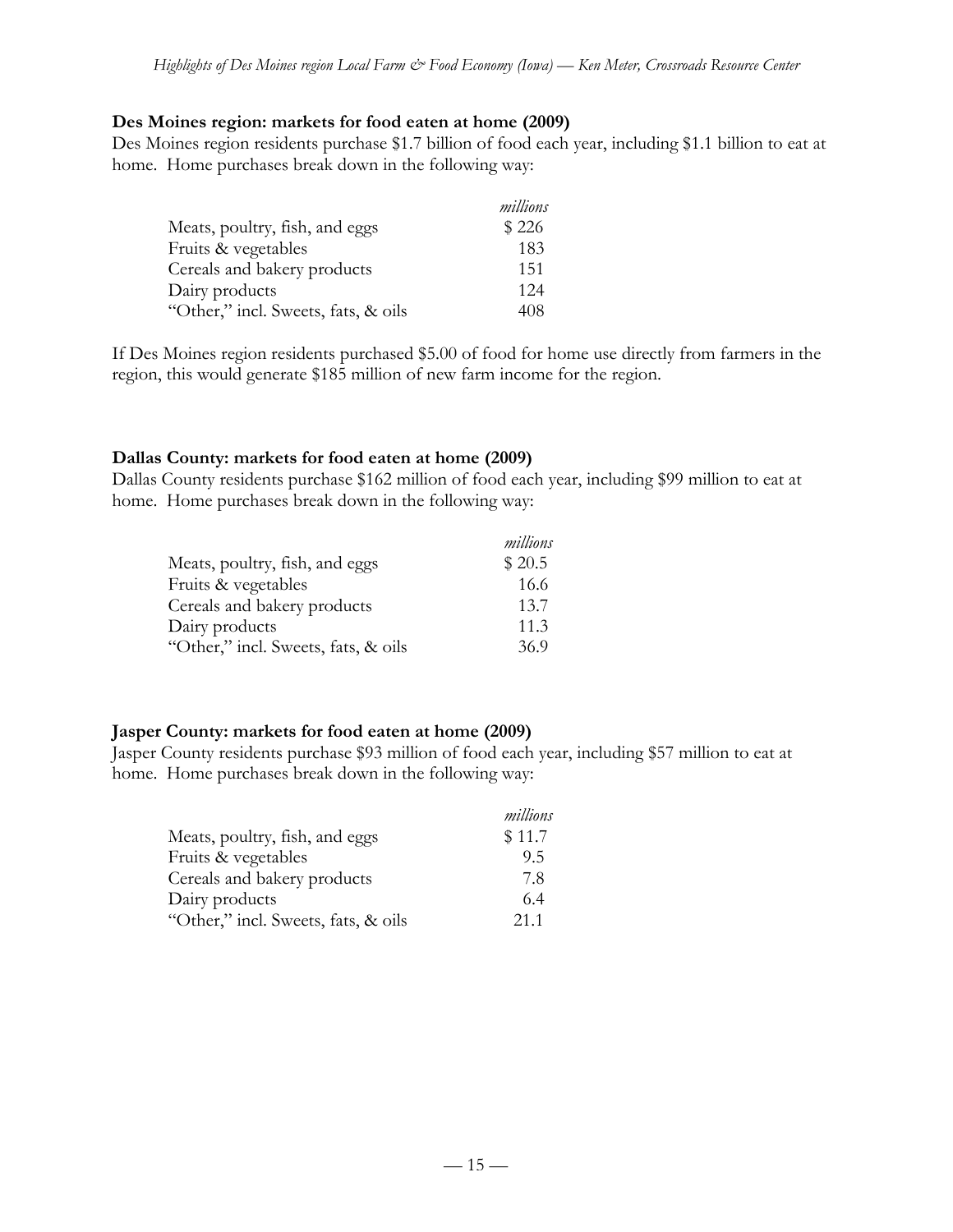**Des Moines region: markets for food eaten at home (2009)**

Des Moines region residents purchase $1.7 billion of food each year, including $1.1 billion to eat at home. Home purchases break down in the following way:

| | *millions* |
|---|---|
| Meats, poultry, fish, and eggs | $ 226 |
| Fruits & vegetables | 183 |
| Cereals and bakery products | 151 |
| Dairy products | 124 |
| "Other," incl. Sweets, fats, & oils | 408 |

If Des Moines region residents purchased $5.00 of food for home use directly from farmers in the region, this would generate $185 million of new farm income for the region.

**Dallas County: markets for food eaten at home (2009)**

Dallas County residents purchase $162 million of food each year, including $99 million to eat at home. Home purchases break down in the following way:

| | *millions* |
|---|---|
| Meats, poultry, fish, and eggs | $ 20.5 |
| Fruits & vegetables | 16.6 |
| Cereals and bakery products | 13.7 |
| Dairy products | 11.3 |
| "Other," incl. Sweets, fats, & oils | 36.9 |

**Jasper County: markets for food eaten at home (2009)**

Jasper County residents purchase $93 million of food each year, including $57 million to eat at home. Home purchases break down in the following way:

| | *millions* |
|---|---|
| Meats, poultry, fish, and eggs | $ 11.7 |
| Fruits & vegetables | 9.5 |
| Cereals and bakery products | 7.8 |
| Dairy products | 6.4 |
| "Other," incl. Sweets, fats, & oils | 21.1 |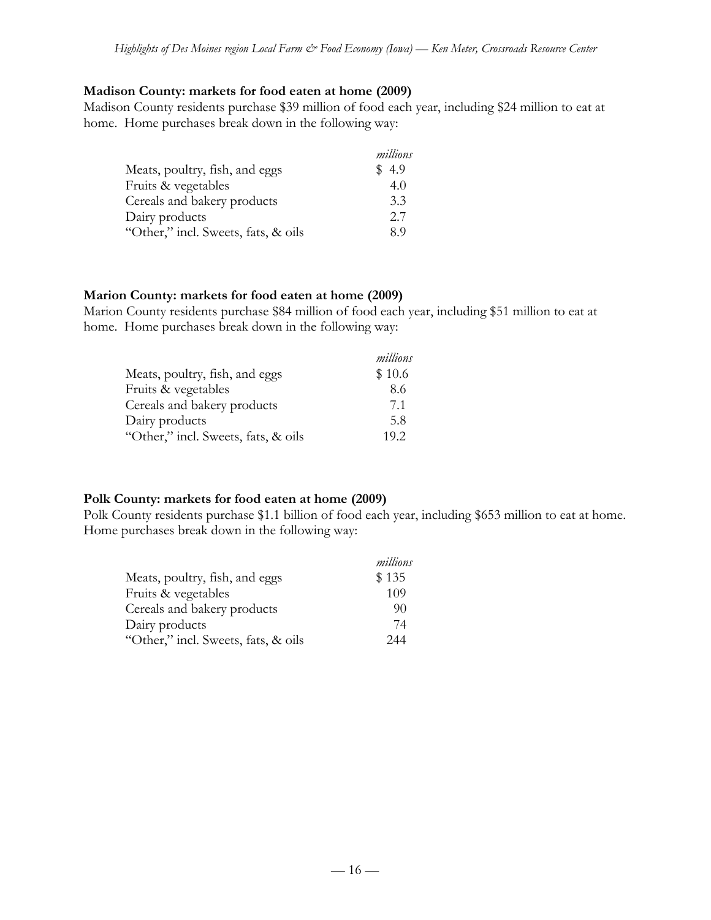### Madison County: markets for food eaten at home (2009)

Madison County residents purchase $39 million of food each year, including $24 million to eat at home. Home purchases break down in the following way:

| | *millions* |
|---|---|
| Meats, poultry, fish, and eggs | $ 4.9 |
| Fruits & vegetables | 4.0 |
| Cereals and bakery products | 3.3 |
| Dairy products | 2.7 |
| "Other," incl. Sweets, fats, & oils | 8.9 |

### Marion County: markets for food eaten at home (2009)

Marion County residents purchase $84 million of food each year, including $51 million to eat at home. Home purchases break down in the following way:

| | *millions* |
|---|---|
| Meats, poultry, fish, and eggs | $ 10.6 |
| Fruits & vegetables | 8.6 |
| Cereals and bakery products | 7.1 |
| Dairy products | 5.8 |
| "Other," incl. Sweets, fats, & oils | 19.2 |

### Polk County: markets for food eaten at home (2009)

Polk County residents purchase $1.1 billion of food each year, including $653 million to eat at home. Home purchases break down in the following way:

| | *millions* |
|---|---|
| Meats, poultry, fish, and eggs | $ 135 |
| Fruits & vegetables | 109 |
| Cereals and bakery products | 90 |
| Dairy products | 74 |
| "Other," incl. Sweets, fats, & oils | 244 |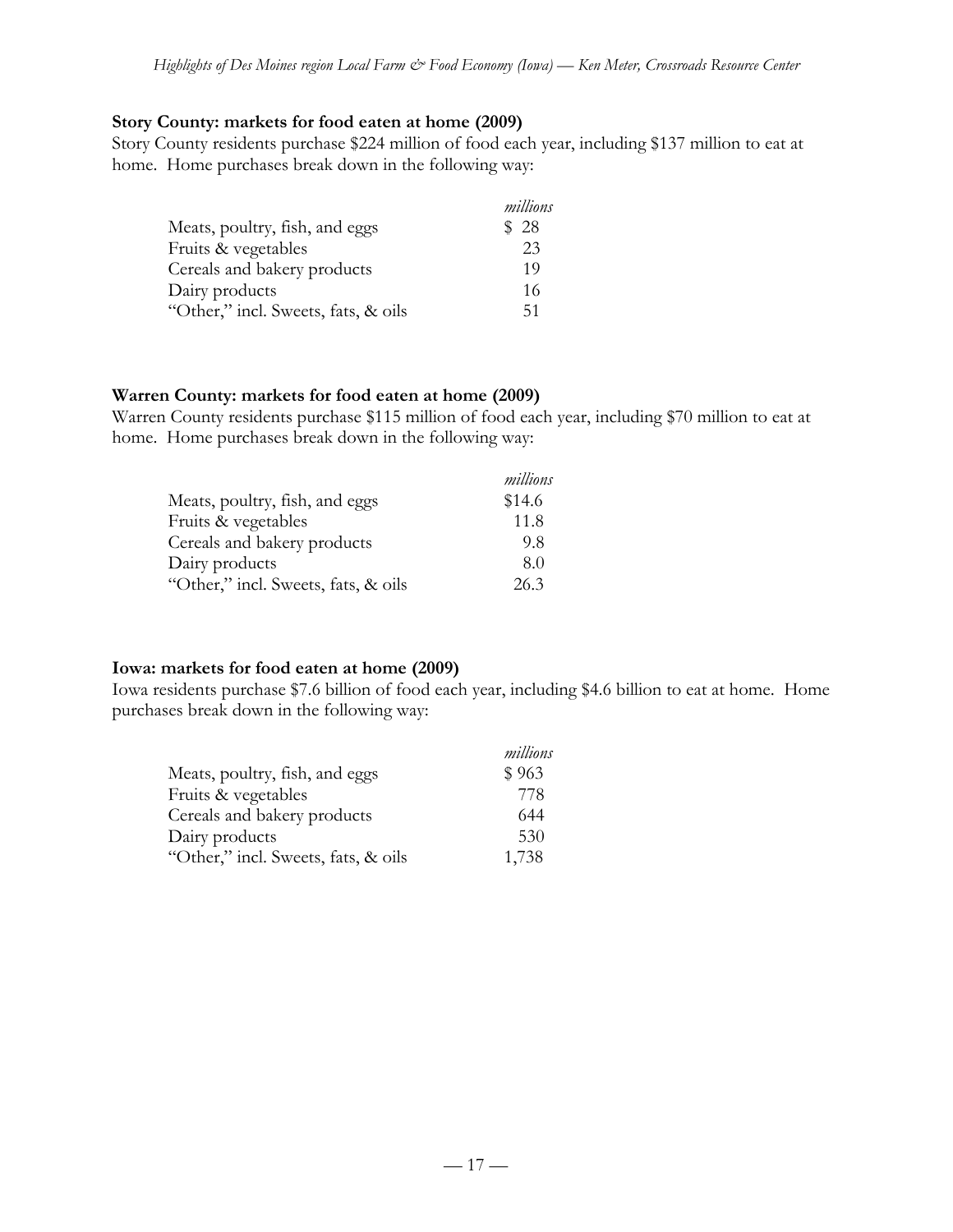**Story County: markets for food eaten at home (2009)**

Story County residents purchase $224 million of food each year, including $137 million to eat at home. Home purchases break down in the following way:

| | *millions* |
|---|---|
| Meats, poultry, fish, and eggs | $ 28 |
| Fruits & vegetables | 23 |
| Cereals and bakery products | 19 |
| Dairy products | 16 |
| "Other," incl. Sweets, fats, & oils | 51 |

**Warren County: markets for food eaten at home (2009)**

Warren County residents purchase $115 million of food each year, including $70 million to eat at home. Home purchases break down in the following way:

| | *millions* |
|---|---|
| Meats, poultry, fish, and eggs | $14.6 |
| Fruits & vegetables | 11.8 |
| Cereals and bakery products | 9.8 |
| Dairy products | 8.0 |
| "Other," incl. Sweets, fats, & oils | 26.3 |

**Iowa: markets for food eaten at home (2009)**

Iowa residents purchase $7.6 billion of food each year, including $4.6 billion to eat at home. Home purchases break down in the following way:

| | *millions* |
|---|---|
| Meats, poultry, fish, and eggs | $ 963 |
| Fruits & vegetables | 778 |
| Cereals and bakery products | 644 |
| Dairy products | 530 |
| "Other," incl. Sweets, fats, & oils | 1,738 |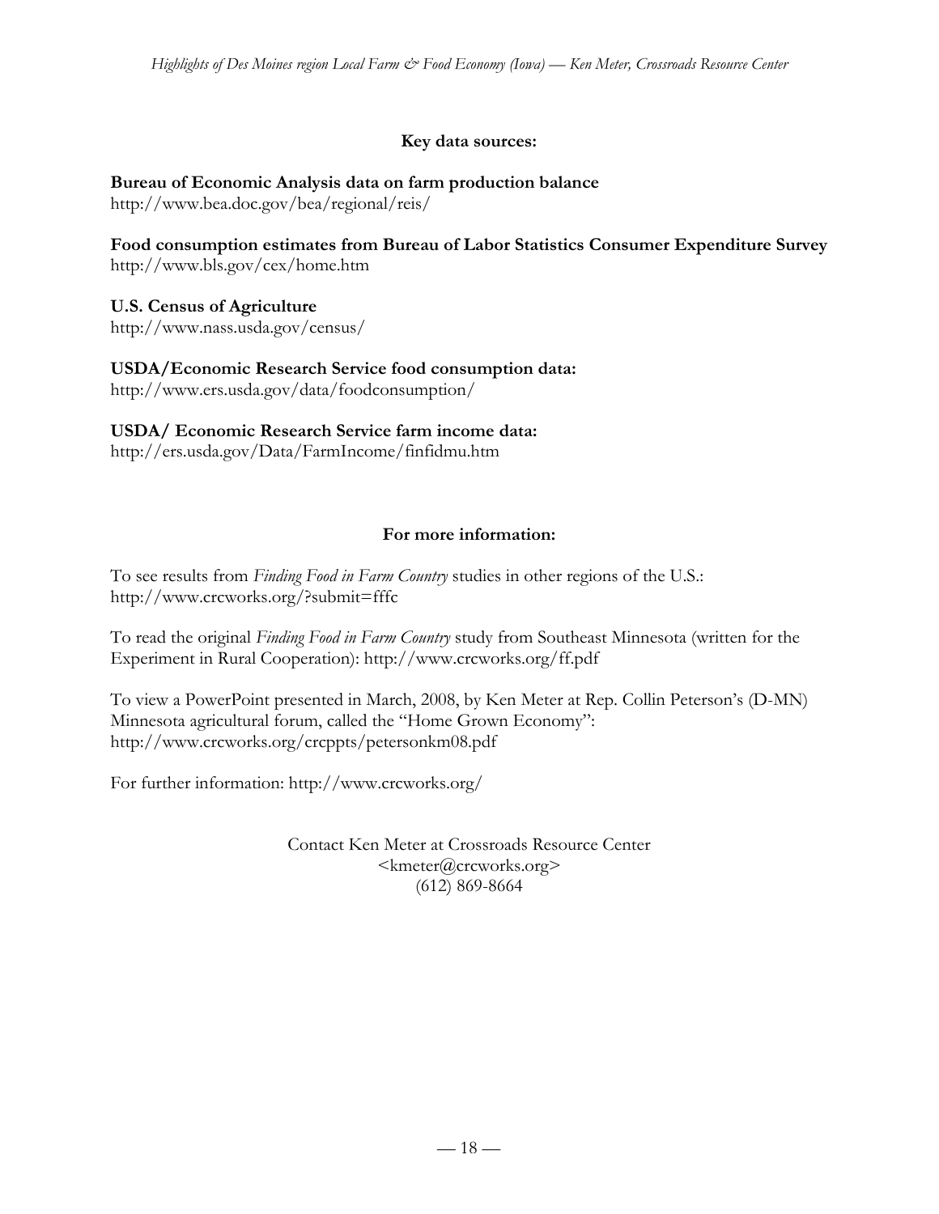## Key data sources:

**Bureau of Economic Analysis data on farm production balance**
http://www.bea.doc.gov/bea/regional/reis/

**Food consumption estimates from Bureau of Labor Statistics Consumer Expenditure Survey**
http://www.bls.gov/cex/home.htm

**U.S. Census of Agriculture**
http://www.nass.usda.gov/census/

**USDA/Economic Research Service food consumption data:**
http://www.ers.usda.gov/data/foodconsumption/

**USDA/ Economic Research Service farm income data:**
http://ers.usda.gov/Data/FarmIncome/finfidmu.htm

## For more information:

To see results from *Finding Food in Farm Country* studies in other regions of the U.S.:
http://www.crcworks.org/?submit=fffc

To read the original *Finding Food in Farm Country* study from Southeast Minnesota (written for the Experiment in Rural Cooperation): http://www.crcworks.org/ff.pdf

To view a PowerPoint presented in March, 2008, by Ken Meter at Rep. Collin Peterson's (D-MN) Minnesota agricultural forum, called the "Home Grown Economy":
http://www.crcworks.org/crcppts/petersonkm08.pdf

For further information: http://www.crcworks.org/

Contact Ken Meter at Crossroads Resource Center
<kmeter@crcworks.org>
(612) 869-8664